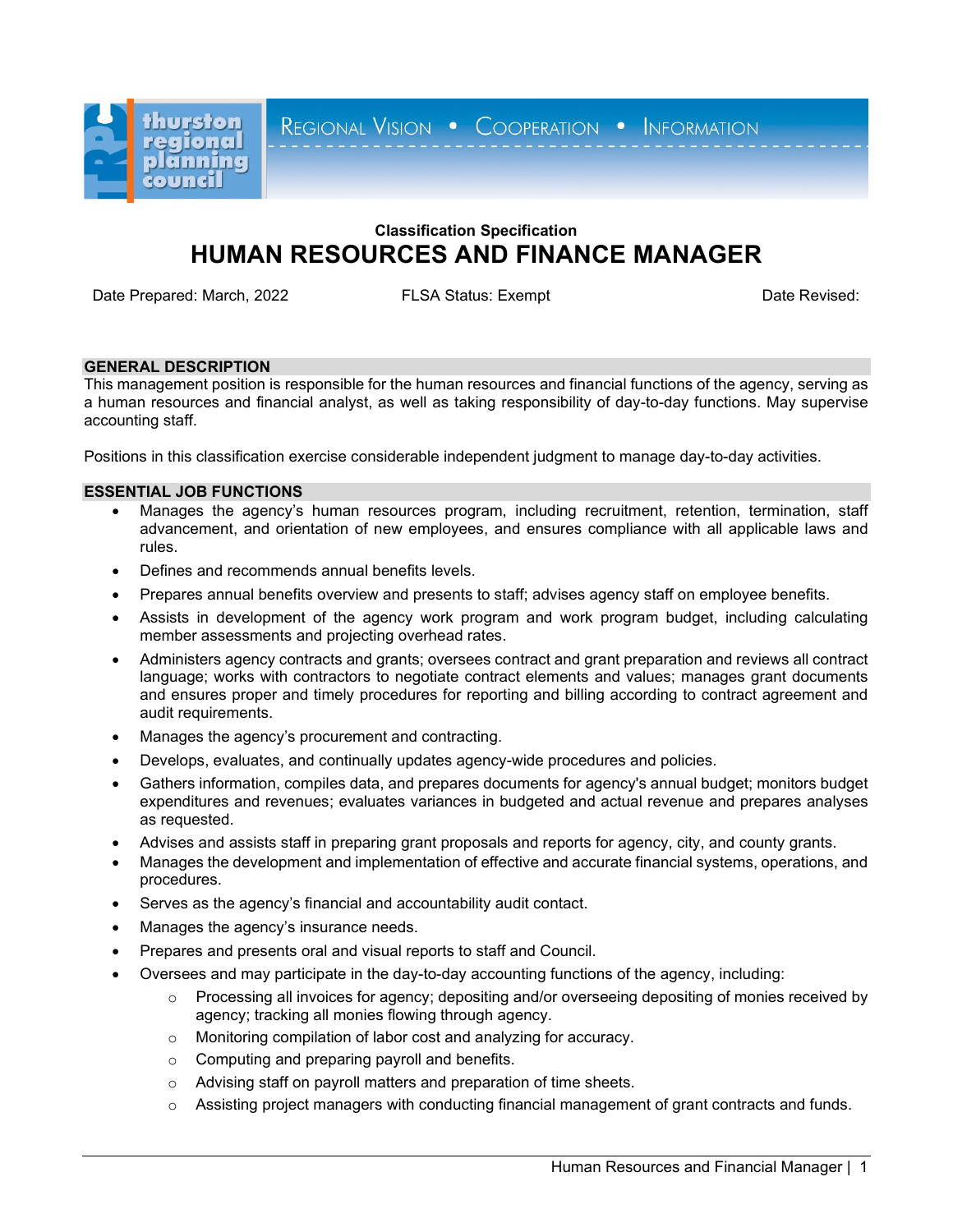thurston regional planning council

REGIONAL VISION • COOPERATION • INFORMATION

**Classification Specification**

# HUMAN RESOURCES AND FINANCE MANAGER

Date Prepared: March, 2022 FLSA Status: Exempt Date Revised:

## GENERAL DESCRIPTION

This management position is responsible for the human resources and financial functions of the agency, serving as a human resources and financial analyst, as well as taking responsibility of day-to-day functions. May supervise accounting staff.

Positions in this classification exercise considerable independent judgment to manage day-to-day activities.

## ESSENTIAL JOB FUNCTIONS

- Manages the agency's human resources program, including recruitment, retention, termination, staff advancement, and orientation of new employees, and ensures compliance with all applicable laws and rules.
- Defines and recommends annual benefits levels.
- Prepares annual benefits overview and presents to staff; advises agency staff on employee benefits.
- Assists in development of the agency work program and work program budget, including calculating member assessments and projecting overhead rates.
- Administers agency contracts and grants; oversees contract and grant preparation and reviews all contract language; works with contractors to negotiate contract elements and values; manages grant documents and ensures proper and timely procedures for reporting and billing according to contract agreement and audit requirements.
- Manages the agency's procurement and contracting.
- Develops, evaluates, and continually updates agency-wide procedures and policies.
- Gathers information, compiles data, and prepares documents for agency's annual budget; monitors budget expenditures and revenues; evaluates variances in budgeted and actual revenue and prepares analyses as requested.
- Advises and assists staff in preparing grant proposals and reports for agency, city, and county grants.
- Manages the development and implementation of effective and accurate financial systems, operations, and procedures.
- Serves as the agency's financial and accountability audit contact.
- Manages the agency's insurance needs.
- Prepares and presents oral and visual reports to staff and Council.
- Oversees and may participate in the day-to-day accounting functions of the agency, including:
  - Processing all invoices for agency; depositing and/or overseeing depositing of monies received by agency; tracking all monies flowing through agency.
  - Monitoring compilation of labor cost and analyzing for accuracy.
  - Computing and preparing payroll and benefits.
  - Advising staff on payroll matters and preparation of time sheets.
  - Assisting project managers with conducting financial management of grant contracts and funds.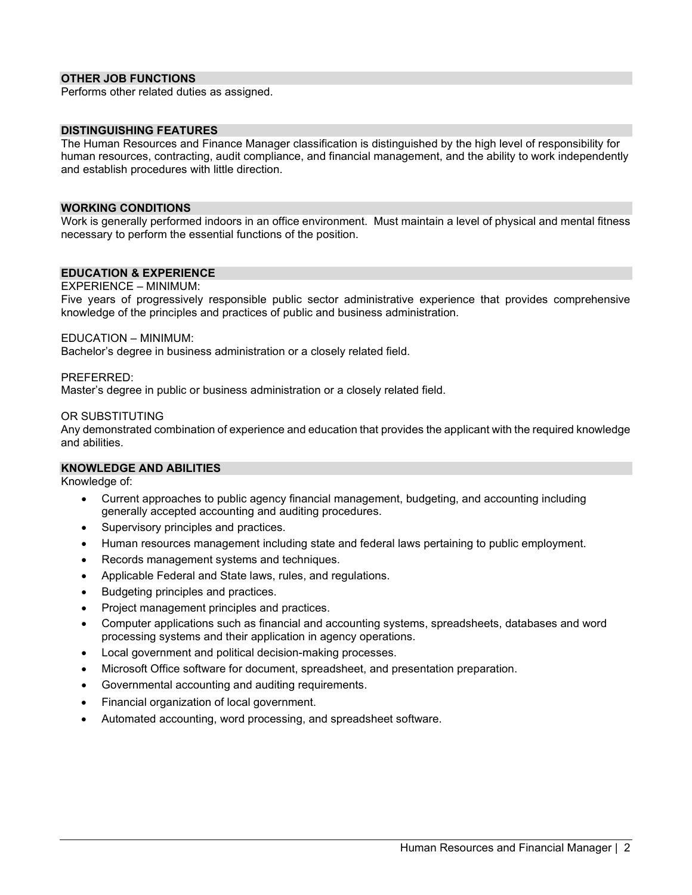## OTHER JOB FUNCTIONS

Performs other related duties as assigned.

## DISTINGUISHING FEATURES

The Human Resources and Finance Manager classification is distinguished by the high level of responsibility for human resources, contracting, audit compliance, and financial management, and the ability to work independently and establish procedures with little direction.

## WORKING CONDITIONS

Work is generally performed indoors in an office environment. Must maintain a level of physical and mental fitness necessary to perform the essential functions of the position.

## EDUCATION & EXPERIENCE

EXPERIENCE – MINIMUM:
Five years of progressively responsible public sector administrative experience that provides comprehensive knowledge of the principles and practices of public and business administration.

EDUCATION – MINIMUM:
Bachelor's degree in business administration or a closely related field.

PREFERRED:
Master's degree in public or business administration or a closely related field.

OR SUBSTITUTING
Any demonstrated combination of experience and education that provides the applicant with the required knowledge and abilities.

## KNOWLEDGE AND ABILITIES

Knowledge of:

- Current approaches to public agency financial management, budgeting, and accounting including generally accepted accounting and auditing procedures.
- Supervisory principles and practices.
- Human resources management including state and federal laws pertaining to public employment.
- Records management systems and techniques.
- Applicable Federal and State laws, rules, and regulations.
- Budgeting principles and practices.
- Project management principles and practices.
- Computer applications such as financial and accounting systems, spreadsheets, databases and word processing systems and their application in agency operations.
- Local government and political decision-making processes.
- Microsoft Office software for document, spreadsheet, and presentation preparation.
- Governmental accounting and auditing requirements.
- Financial organization of local government.
- Automated accounting, word processing, and spreadsheet software.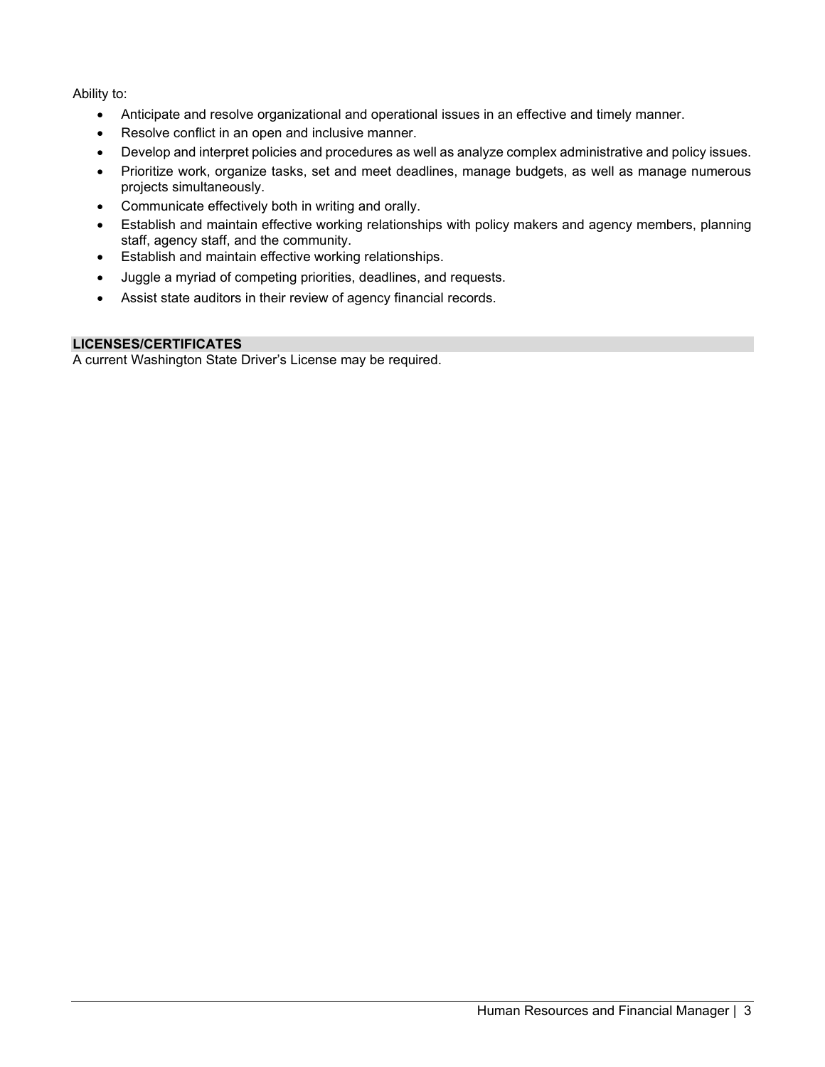Ability to:

- Anticipate and resolve organizational and operational issues in an effective and timely manner.
- Resolve conflict in an open and inclusive manner.
- Develop and interpret policies and procedures as well as analyze complex administrative and policy issues.
- Prioritize work, organize tasks, set and meet deadlines, manage budgets, as well as manage numerous projects simultaneously.
- Communicate effectively both in writing and orally.
- Establish and maintain effective working relationships with policy makers and agency members, planning staff, agency staff, and the community.
- Establish and maintain effective working relationships.
- Juggle a myriad of competing priorities, deadlines, and requests.
- Assist state auditors in their review of agency financial records.

## LICENSES/CERTIFICATES

A current Washington State Driver's License may be required.